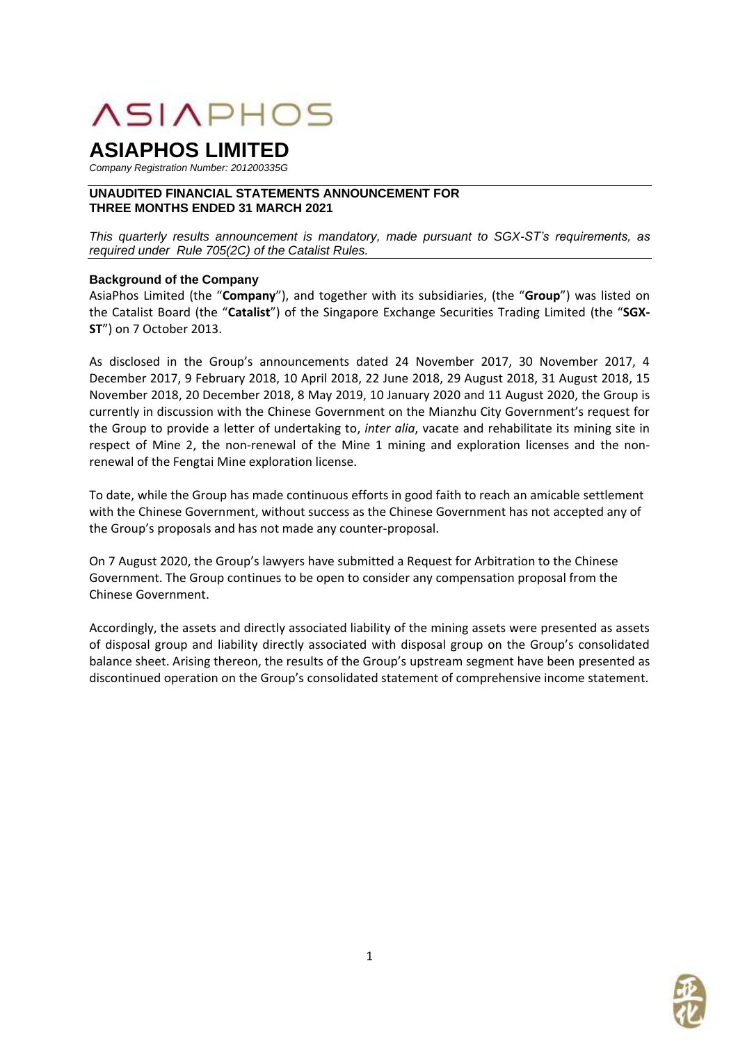# ASIAPHOS

# ASIAPHOS LIMITED

*Company Registration Number: 201200335G*

**UNAUDITED FINANCIAL STATEMENTS ANNOUNCEMENT FOR THREE MONTHS ENDED 31 MARCH 2021**

*This quarterly results announcement is mandatory, made pursuant to SGX-ST's requirements, as required under Rule 705(2C) of the Catalist Rules.*

### Background of the Company

AsiaPhos Limited (the "**Company**"), and together with its subsidiaries, (the "**Group**") was listed on the Catalist Board (the "**Catalist**") of the Singapore Exchange Securities Trading Limited (the "**SGX-ST**") on 7 October 2013.

As disclosed in the Group's announcements dated 24 November 2017, 30 November 2017, 4 December 2017, 9 February 2018, 10 April 2018, 22 June 2018, 29 August 2018, 31 August 2018, 15 November 2018, 20 December 2018, 8 May 2019, 10 January 2020 and 11 August 2020, the Group is currently in discussion with the Chinese Government on the Mianzhu City Government's request for the Group to provide a letter of undertaking to, *inter alia*, vacate and rehabilitate its mining site in respect of Mine 2, the non-renewal of the Mine 1 mining and exploration licenses and the non-renewal of the Fengtai Mine exploration license.

To date, while the Group has made continuous efforts in good faith to reach an amicable settlement with the Chinese Government, without success as the Chinese Government has not accepted any of the Group's proposals and has not made any counter-proposal.

On 7 August 2020, the Group's lawyers have submitted a Request for Arbitration to the Chinese Government. The Group continues to be open to consider any compensation proposal from the Chinese Government.

Accordingly, the assets and directly associated liability of the mining assets were presented as assets of disposal group and liability directly associated with disposal group on the Group's consolidated balance sheet. Arising thereon, the results of the Group's upstream segment have been presented as discontinued operation on the Group's consolidated statement of comprehensive income statement.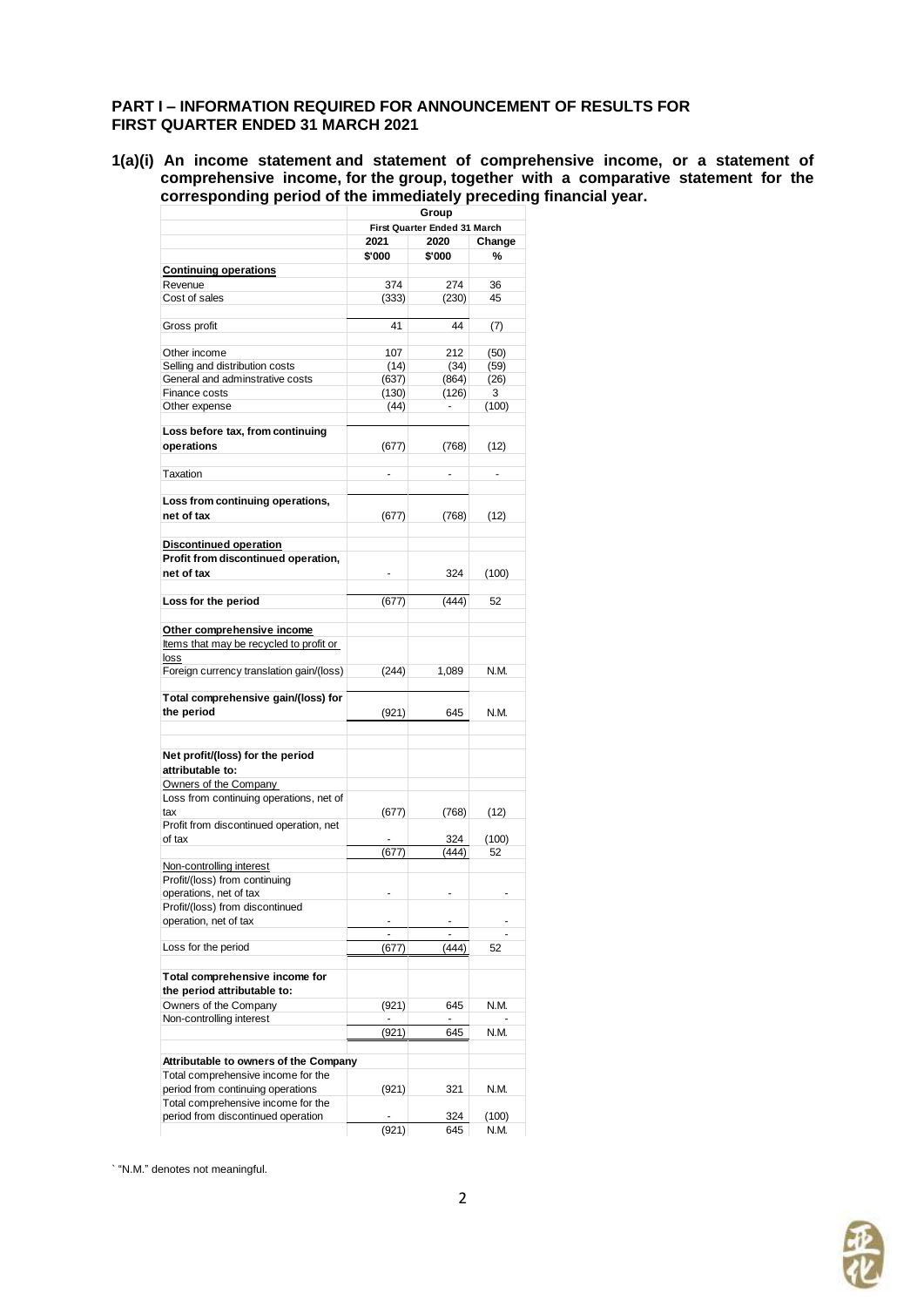**PART I – INFORMATION REQUIRED FOR ANNOUNCEMENT OF RESULTS FOR FIRST QUARTER ENDED 31 MARCH 2021**

**1(a)(i) An income statement and statement of comprehensive income, or a statement of comprehensive income, for the group, together with a comparative statement for the corresponding period of the immediately preceding financial year.**

| | Group | | |
|---|---|---|---|
| | First Quarter Ended 31 March | | |
| | 2021 | 2020 | Change |
| | $'000 | $'000 | % |
| **Continuing operations** | | | |
| Revenue | 374 | 274 | 36 |
| Cost of sales | (333) | (230) | 45 |
| Gross profit | 41 | 44 | (7) |
| Other income | 107 | 212 | (50) |
| Selling and distribution costs | (14) | (34) | (59) |
| General and adminstrative costs | (637) | (864) | (26) |
| Finance costs | (130) | (126) | 3 |
| Other expense | (44) | - | (100) |
| **Loss before tax, from continuing operations** | (677) | (768) | (12) |
| Taxation | - | - | - |
| **Loss from continuing operations, net of tax** | (677) | (768) | (12) |
| **Discontinued operation** | | | |
| **Profit from discontinued operation, net of tax** | - | 324 | (100) |
| **Loss for the period** | (677) | (444) | 52 |
| **Other comprehensive income** | | | |
| Items that may be recycled to profit or loss | | | |
| Foreign currency translation gain/(loss) | (244) | 1,089 | N.M. |
| **Total comprehensive gain/(loss) for the period** | (921) | 645 | N.M. |
| **Net profit/(loss) for the period attributable to:** | | | |
| Owners of the Company | | | |
| Loss from continuing operations, net of tax | (677) | (768) | (12) |
| Profit from discontinued operation, net of tax | - | 324 | (100) |
| | (677) | (444) | 52 |
| Non-controlling interest | | | |
| Profit/(loss) from continuing operations, net of tax | - | - | - |
| Profit/(loss) from discontinued operation, net of tax | - | - | - |
| | - | - | - |
| Loss for the period | (677) | (444) | 52 |
| **Total comprehensive income for the period attributable to:** | | | |
| Owners of the Company | (921) | 645 | N.M. |
| Non-controlling interest | - | - | - |
| | (921) | 645 | N.M. |
| **Attributable to owners of the Company** | | | |
| Total comprehensive income for the period from continuing operations | (921) | 321 | N.M. |
| Total comprehensive income for the period from discontinued operation | - | 324 | (100) |
| | (921) | 645 | N.M. |

` "N.M." denotes not meaningful.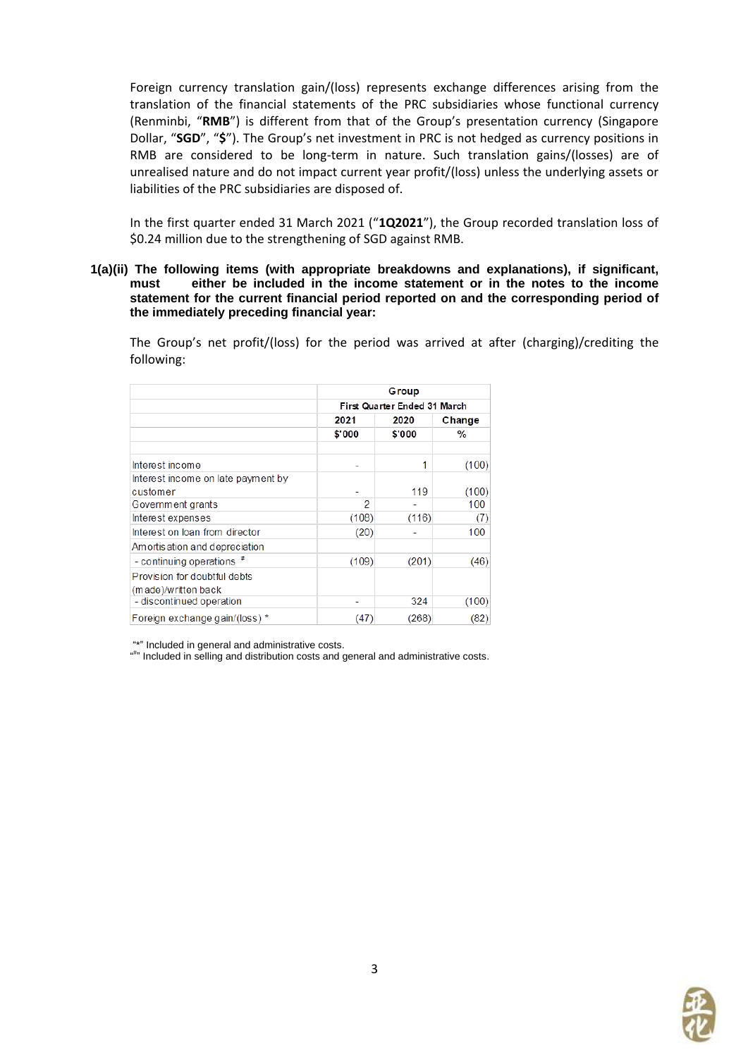Foreign currency translation gain/(loss) represents exchange differences arising from the translation of the financial statements of the PRC subsidiaries whose functional currency (Renminbi, "**RMB**") is different from that of the Group's presentation currency (Singapore Dollar, "**SGD**", "**$**"). The Group's net investment in PRC is not hedged as currency positions in RMB are considered to be long-term in nature. Such translation gains/(losses) are of unrealised nature and do not impact current year profit/(loss) unless the underlying assets or liabilities of the PRC subsidiaries are disposed of.

In the first quarter ended 31 March 2021 ("**1Q2021**"), the Group recorded translation loss of $0.24 million due to the strengthening of SGD against RMB.

**1(a)(ii) The following items (with appropriate breakdowns and explanations), if significant, must either be included in the income statement or in the notes to the income statement for the current financial period reported on and the corresponding period of the immediately preceding financial year:**

The Group's net profit/(loss) for the period was arrived at after (charging)/crediting the following:

| | Group | | |
|---|---|---|---|
| | First Quarter Ended 31 March | | |
| | 2021 | 2020 | Change |
| | $'000 | $'000 | % |
| Interest income | - | 1 | (100) |
| Interest income on late payment by customer | - | 119 | (100) |
| Government grants | 2 | - | 100 |
| Interest expenses | (108) | (116) | (7) |
| Interest on loan from director | (20) | - | 100 |
| Amortisation and depreciation | | | |
| - continuing operations # | (109) | (201) | (46) |
| Provision for doubtful debts (made)/written back | | | |
| - discontinued operation | - | 324 | (100) |
| Foreign exchange gain/(loss) * | (47) | (268) | (82) |

"*" Included in general and administrative costs.
"#" Included in selling and distribution costs and general and administrative costs.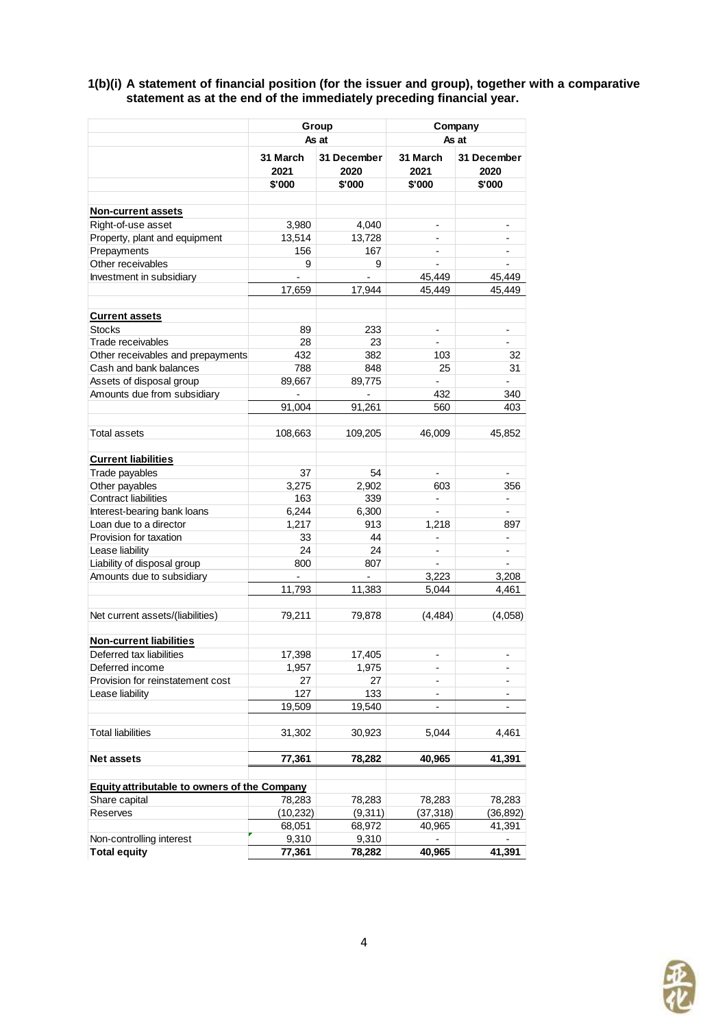**1(b)(i) A statement of financial position (for the issuer and group), together with a comparative statement as at the end of the immediately preceding financial year.**

| | Group | | Company | |
|---|---|---|---|---|
| | As at | | As at | |
| | 31 March 2021 | 31 December 2020 | 31 March 2021 | 31 December 2020 |
| | $'000 | $'000 | $'000 | $'000 |
| **Non-current assets** | | | | |
| Right-of-use asset | 3,980 | 4,040 | - | - |
| Property, plant and equipment | 13,514 | 13,728 | - | - |
| Prepayments | 156 | 167 | - | - |
| Other receivables | 9 | 9 | - | - |
| Investment in subsidiary | - | - | 45,449 | 45,449 |
| | 17,659 | 17,944 | 45,449 | 45,449 |
| **Current assets** | | | | |
| Stocks | 89 | 233 | - | - |
| Trade receivables | 28 | 23 | - | - |
| Other receivables and prepayments | 432 | 382 | 103 | 32 |
| Cash and bank balances | 788 | 848 | 25 | 31 |
| Assets of disposal group | 89,667 | 89,775 | - | - |
| Amounts due from subsidiary | - | - | 432 | 340 |
| | 91,004 | 91,261 | 560 | 403 |
| Total assets | 108,663 | 109,205 | 46,009 | 45,852 |
| **Current liabilities** | | | | |
| Trade payables | 37 | 54 | - | - |
| Other payables | 3,275 | 2,902 | 603 | 356 |
| Contract liabilities | 163 | 339 | - | - |
| Interest-bearing bank loans | 6,244 | 6,300 | - | - |
| Loan due to a director | 1,217 | 913 | 1,218 | 897 |
| Provision for taxation | 33 | 44 | - | - |
| Lease liability | 24 | 24 | - | - |
| Liability of disposal group | 800 | 807 | - | - |
| Amounts due to subsidiary | - | - | 3,223 | 3,208 |
| | 11,793 | 11,383 | 5,044 | 4,461 |
| Net current assets/(liabilities) | 79,211 | 79,878 | (4,484) | (4,058) |
| **Non-current liabilities** | | | | |
| Deferred tax liabilities | 17,398 | 17,405 | - | - |
| Deferred income | 1,957 | 1,975 | - | - |
| Provision for reinstatement cost | 27 | 27 | - | - |
| Lease liability | 127 | 133 | - | - |
| | 19,509 | 19,540 | - | - |
| Total liabilities | 31,302 | 30,923 | 5,044 | 4,461 |
| **Net assets** | **77,361** | **78,282** | **40,965** | **41,391** |
| **Equity attributable to owners of the Company** | | | | |
| Share capital | 78,283 | 78,283 | 78,283 | 78,283 |
| Reserves | (10,232) | (9,311) | (37,318) | (36,892) |
| | 68,051 | 68,972 | 40,965 | 41,391 |
| Non-controlling interest | 9,310 | 9,310 | - | - |
| **Total equity** | **77,361** | **78,282** | **40,965** | **41,391** |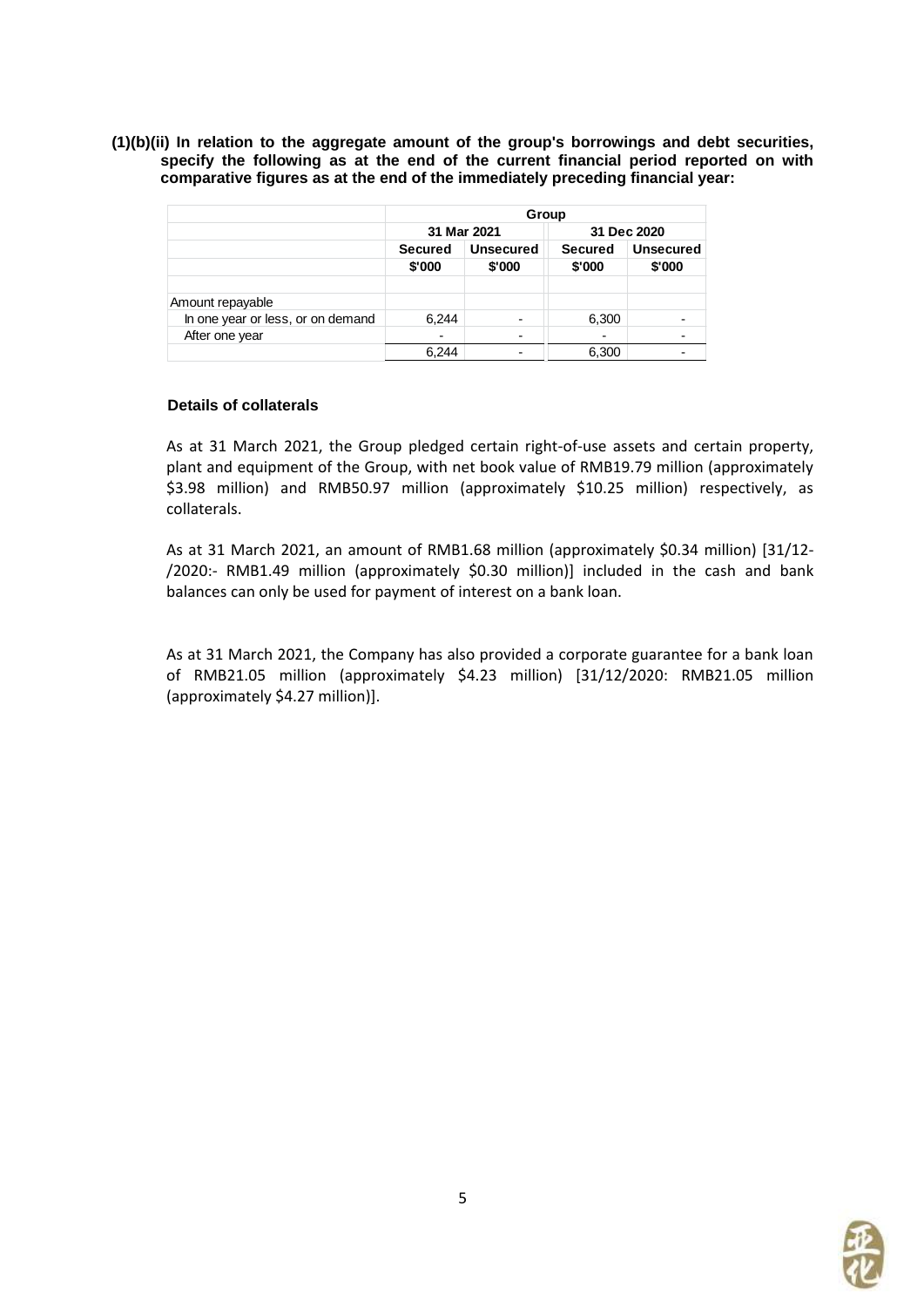**(1)(b)(ii) In relation to the aggregate amount of the group's borrowings and debt securities, specify the following as at the end of the current financial period reported on with comparative figures as at the end of the immediately preceding financial year:**

| | Group | | | |
|---|---|---|---|---|
| | 31 Mar 2021 | | 31 Dec 2020 | |
| | Secured | Unsecured | Secured | Unsecured |
| | $'000 | $'000 | $'000 | $'000 |
| Amount repayable | | | | |
| In one year or less, or on demand | 6,244 | - | 6,300 | - |
| After one year | - | - | - | - |
| | 6,244 | - | 6,300 | - |

**Details of collaterals**

As at 31 March 2021, the Group pledged certain right-of-use assets and certain property, plant and equipment of the Group, with net book value of RMB19.79 million (approximately $3.98 million) and RMB50.97 million (approximately $10.25 million) respectively, as collaterals.

As at 31 March 2021, an amount of RMB1.68 million (approximately $0.34 million) [31/12-/2020:- RMB1.49 million (approximately $0.30 million)] included in the cash and bank balances can only be used for payment of interest on a bank loan.

As at 31 March 2021, the Company has also provided a corporate guarantee for a bank loan of RMB21.05 million (approximately $4.23 million) [31/12/2020: RMB21.05 million (approximately $4.27 million)].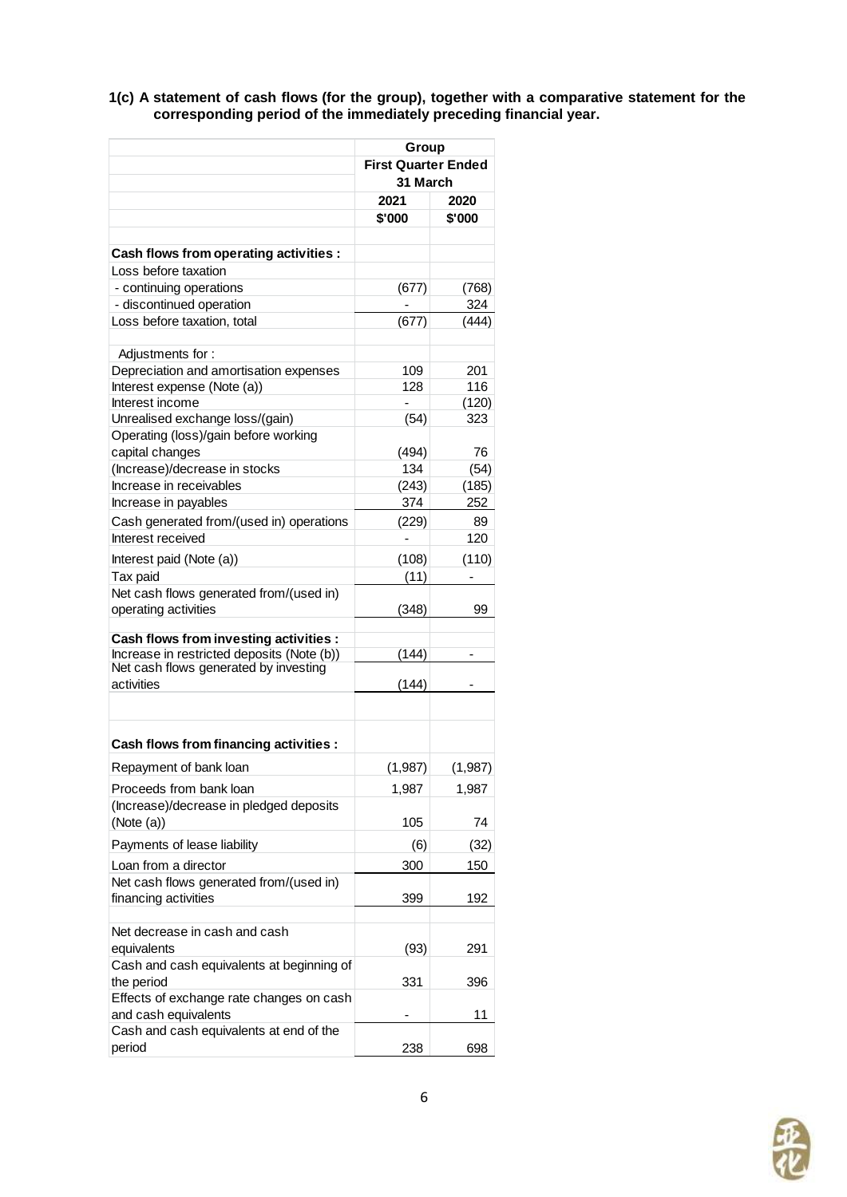**1(c) A statement of cash flows (for the group), together with a comparative statement for the corresponding period of the immediately preceding financial year.**

| | Group | |
|---|---|---|
| | First Quarter Ended 31 March | |
| | 2021 | 2020 |
| | $'000 | $'000 |
| **Cash flows from operating activities :** | | |
| Loss before taxation | | |
| - continuing operations | (677) | (768) |
| - discontinued operation | - | 324 |
| Loss before taxation, total | (677) | (444) |
| Adjustments for : | | |
| Depreciation and amortisation expenses | 109 | 201 |
| Interest expense (Note (a)) | 128 | 116 |
| Interest income | - | (120) |
| Unrealised exchange loss/(gain) | (54) | 323 |
| Operating (loss)/gain before working capital changes | (494) | 76 |
| (Increase)/decrease in stocks | 134 | (54) |
| Increase in receivables | (243) | (185) |
| Increase in payables | 374 | 252 |
| Cash generated from/(used in) operations | (229) | 89 |
| Interest received | - | 120 |
| Interest paid (Note (a)) | (108) | (110) |
| Tax paid | (11) | - |
| Net cash flows generated from/(used in) operating activities | (348) | 99 |
| **Cash flows from investing activities :** | | |
| Increase in restricted deposits (Note (b)) | (144) | - |
| Net cash flows generated by investing activities | (144) | - |
| **Cash flows from financing activities :** | | |
| Repayment of bank loan | (1,987) | (1,987) |
| Proceeds from bank loan | 1,987 | 1,987 |
| (Increase)/decrease in pledged deposits (Note (a)) | 105 | 74 |
| Payments of lease liability | (6) | (32) |
| Loan from a director | 300 | 150 |
| Net cash flows generated from/(used in) financing activities | 399 | 192 |
| Net decrease in cash and cash equivalents | (93) | 291 |
| Cash and cash equivalents at beginning of the period | 331 | 396 |
| Effects of exchange rate changes on cash and cash equivalents | - | 11 |
| Cash and cash equivalents at end of the period | 238 | 698 |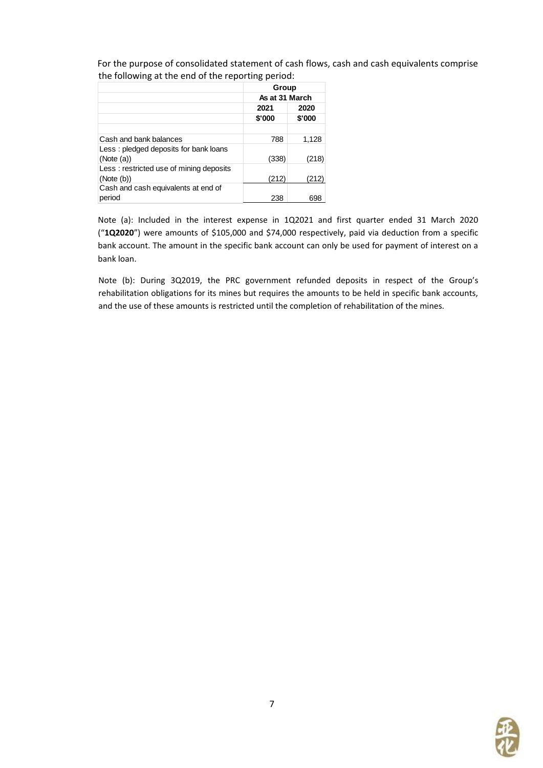For the purpose of consolidated statement of cash flows, cash and cash equivalents comprise the following at the end of the reporting period:

| | Group | |
|---|---|---|
| | As at 31 March | |
| | 2021 | 2020 |
| | $'000 | $'000 |
| Cash and bank balances | 788 | 1,128 |
| Less : pledged deposits for bank loans (Note (a)) | (338) | (218) |
| Less : restricted use of mining deposits (Note (b)) | (212) | (212) |
| Cash and cash equivalents at end of period | 238 | 698 |

Note (a): Included in the interest expense in 1Q2021 and first quarter ended 31 March 2020 ("**1Q2020**") were amounts of $105,000 and $74,000 respectively, paid via deduction from a specific bank account. The amount in the specific bank account can only be used for payment of interest on a bank loan.

Note (b): During 3Q2019, the PRC government refunded deposits in respect of the Group's rehabilitation obligations for its mines but requires the amounts to be held in specific bank accounts, and the use of these amounts is restricted until the completion of rehabilitation of the mines.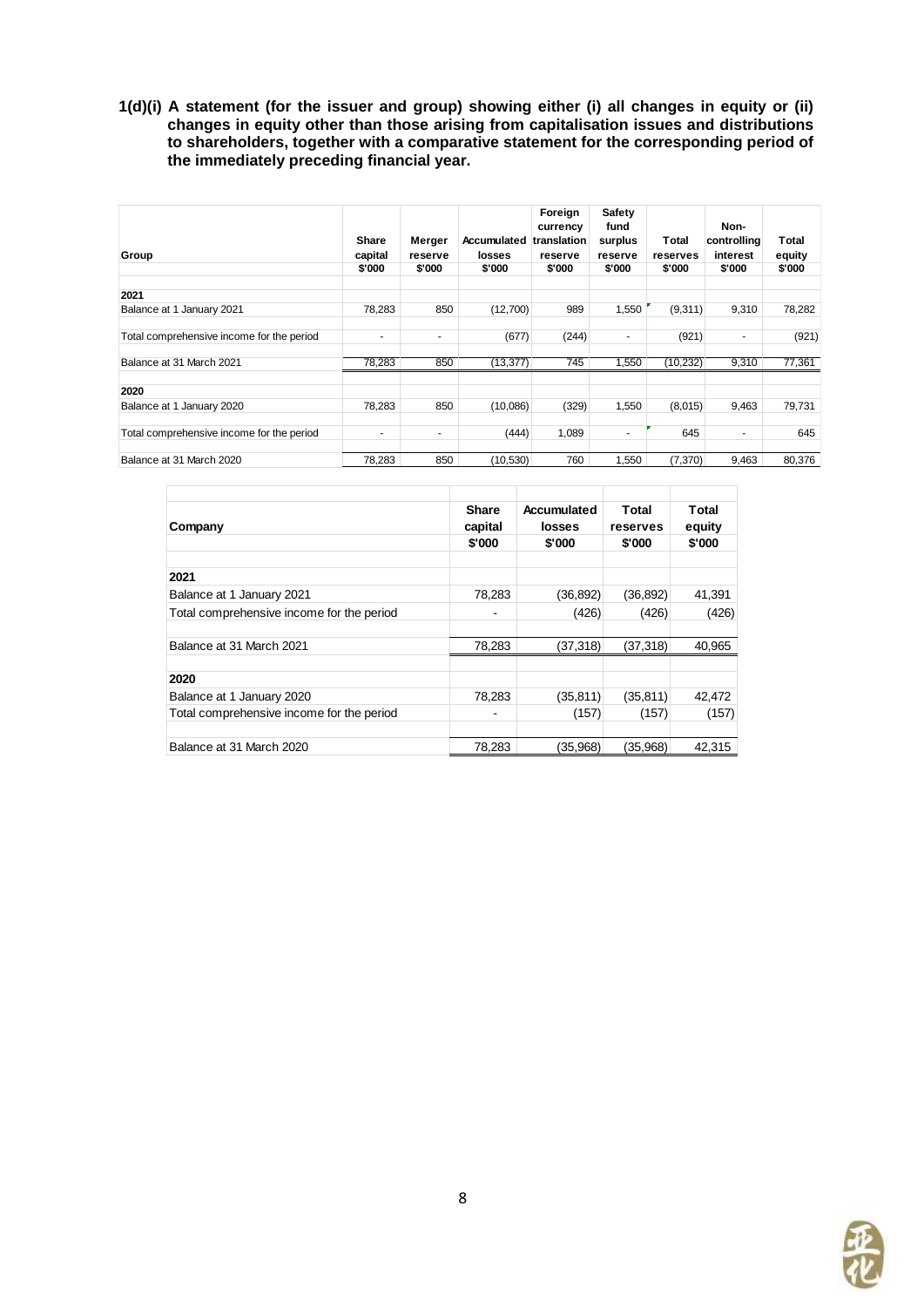**1(d)(i) A statement (for the issuer and group) showing either (i) all changes in equity or (ii) changes in equity other than those arising from capitalisation issues and distributions to shareholders, together with a comparative statement for the corresponding period of the immediately preceding financial year.**

| Group | Share capital | Merger reserve | Accumulated losses | Foreign currency translation reserve | Safety fund surplus reserve | Total reserves | Non-controlling interest | Total equity |
|---|---|---|---|---|---|---|---|---|
| | $'000 | $'000 | $'000 | $'000 | $'000 | $'000 | $'000 | $'000 |
| **2021** | | | | | | | | |
| Balance at 1 January 2021 | 78,283 | 850 | (12,700) | 989 | 1,550 | (9,311) | 9,310 | 78,282 |
| Total comprehensive income for the period | - | - | (677) | (244) | - | (921) | - | (921) |
| Balance at 31 March 2021 | 78,283 | 850 | (13,377) | 745 | 1,550 | (10,232) | 9,310 | 77,361 |
| **2020** | | | | | | | | |
| Balance at 1 January 2020 | 78,283 | 850 | (10,086) | (329) | 1,550 | (8,015) | 9,463 | 79,731 |
| Total comprehensive income for the period | - | - | (444) | 1,089 | - | 645 | - | 645 |
| Balance at 31 March 2020 | 78,283 | 850 | (10,530) | 760 | 1,550 | (7,370) | 9,463 | 80,376 |

| Company | Share capital | Accumulated losses | Total reserves | Total equity |
|---|---|---|---|---|
| | $'000 | $'000 | $'000 | $'000 |
| **2021** | | | | |
| Balance at 1 January 2021 | 78,283 | (36,892) | (36,892) | 41,391 |
| Total comprehensive income for the period | - | (426) | (426) | (426) |
| Balance at 31 March 2021 | 78,283 | (37,318) | (37,318) | 40,965 |
| **2020** | | | | |
| Balance at 1 January 2020 | 78,283 | (35,811) | (35,811) | 42,472 |
| Total comprehensive income for the period | - | (157) | (157) | (157) |
| Balance at 31 March 2020 | 78,283 | (35,968) | (35,968) | 42,315 |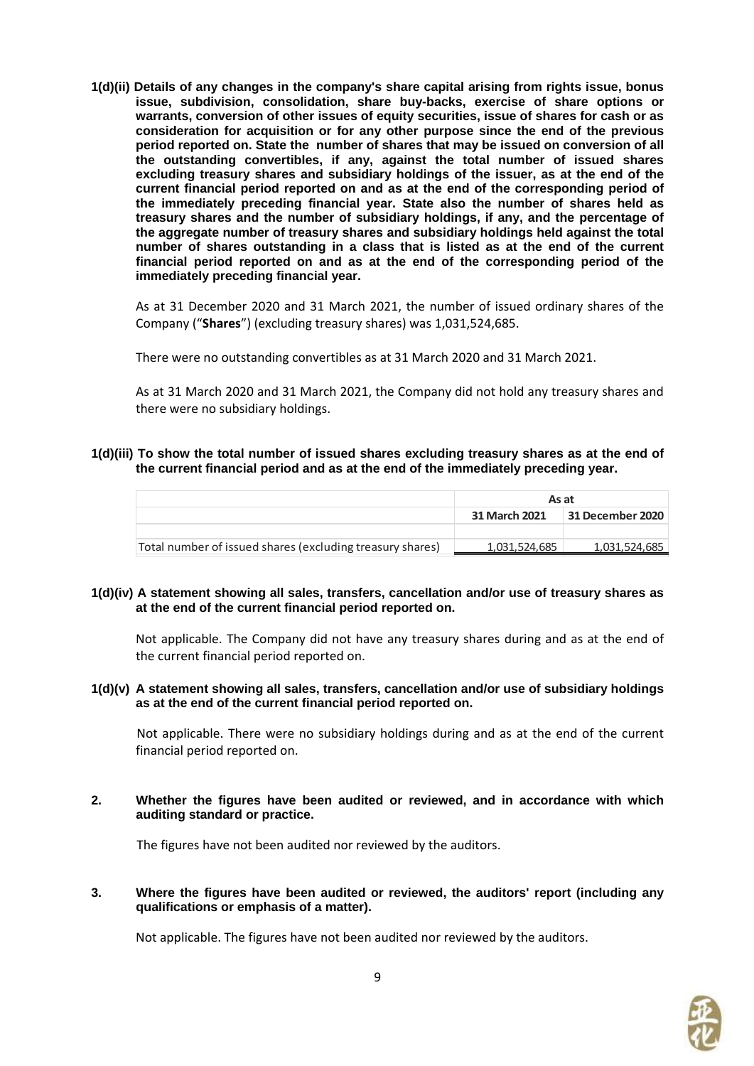**1(d)(ii) Details of any changes in the company's share capital arising from rights issue, bonus issue, subdivision, consolidation, share buy-backs, exercise of share options or warrants, conversion of other issues of equity securities, issue of shares for cash or as consideration for acquisition or for any other purpose since the end of the previous period reported on. State the number of shares that may be issued on conversion of all the outstanding convertibles, if any, against the total number of issued shares excluding treasury shares and subsidiary holdings of the issuer, as at the end of the current financial period reported on and as at the end of the corresponding period of the immediately preceding financial year. State also the number of shares held as treasury shares and the number of subsidiary holdings, if any, and the percentage of the aggregate number of treasury shares and subsidiary holdings held against the total number of shares outstanding in a class that is listed as at the end of the current financial period reported on and as at the end of the corresponding period of the immediately preceding financial year.**

As at 31 December 2020 and 31 March 2021, the number of issued ordinary shares of the Company ("**Shares**") (excluding treasury shares) was 1,031,524,685.

There were no outstanding convertibles as at 31 March 2020 and 31 March 2021.

As at 31 March 2020 and 31 March 2021, the Company did not hold any treasury shares and there were no subsidiary holdings.

**1(d)(iii) To show the total number of issued shares excluding treasury shares as at the end of the current financial period and as at the end of the immediately preceding year.**

| | As at | |
|---|---|---|
| | **31 March 2021** | **31 December 2020** |
| Total number of issued shares (excluding treasury shares) | 1,031,524,685 | 1,031,524,685 |

**1(d)(iv) A statement showing all sales, transfers, cancellation and/or use of treasury shares as at the end of the current financial period reported on.**

Not applicable. The Company did not have any treasury shares during and as at the end of the current financial period reported on.

**1(d)(v) A statement showing all sales, transfers, cancellation and/or use of subsidiary holdings as at the end of the current financial period reported on.**

Not applicable. There were no subsidiary holdings during and as at the end of the current financial period reported on.

**2. Whether the figures have been audited or reviewed, and in accordance with which auditing standard or practice.**

The figures have not been audited nor reviewed by the auditors.

**3. Where the figures have been audited or reviewed, the auditors' report (including any qualifications or emphasis of a matter).**

Not applicable. The figures have not been audited nor reviewed by the auditors.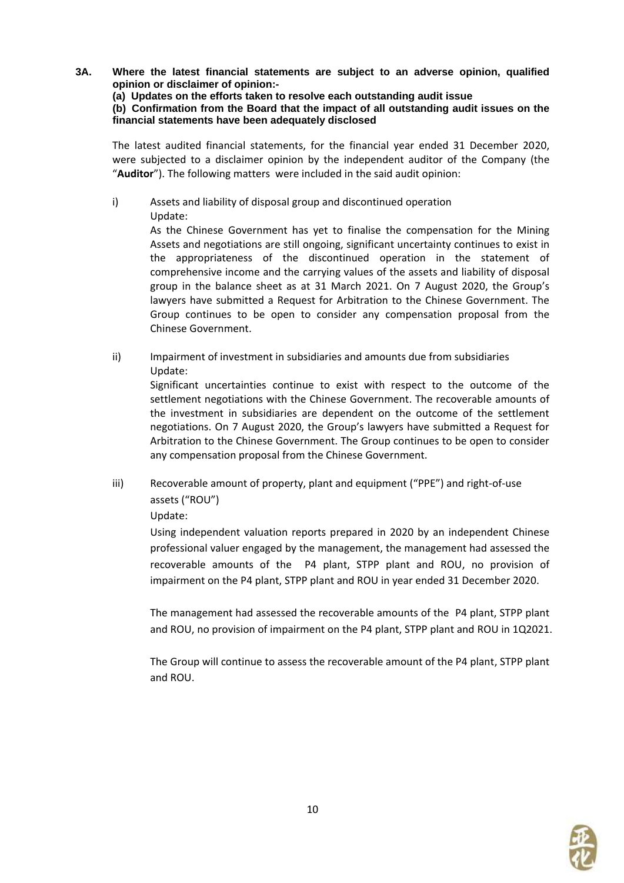**3A. Where the latest financial statements are subject to an adverse opinion, qualified opinion or disclaimer of opinion:-**

**(a) Updates on the efforts taken to resolve each outstanding audit issue**

**(b) Confirmation from the Board that the impact of all outstanding audit issues on the financial statements have been adequately disclosed**

The latest audited financial statements, for the financial year ended 31 December 2020, were subjected to a disclaimer opinion by the independent auditor of the Company (the "**Auditor**"). The following matters were included in the said audit opinion:

i) Assets and liability of disposal group and discontinued operation
Update:
As the Chinese Government has yet to finalise the compensation for the Mining Assets and negotiations are still ongoing, significant uncertainty continues to exist in the appropriateness of the discontinued operation in the statement of comprehensive income and the carrying values of the assets and liability of disposal group in the balance sheet as at 31 March 2021. On 7 August 2020, the Group's lawyers have submitted a Request for Arbitration to the Chinese Government. The Group continues to be open to consider any compensation proposal from the Chinese Government.

ii) Impairment of investment in subsidiaries and amounts due from subsidiaries
Update:
Significant uncertainties continue to exist with respect to the outcome of the settlement negotiations with the Chinese Government. The recoverable amounts of the investment in subsidiaries are dependent on the outcome of the settlement negotiations. On 7 August 2020, the Group's lawyers have submitted a Request for Arbitration to the Chinese Government. The Group continues to be open to consider any compensation proposal from the Chinese Government.

iii) Recoverable amount of property, plant and equipment ("PPE") and right-of-use assets ("ROU")
Update:
Using independent valuation reports prepared in 2020 by an independent Chinese professional valuer engaged by the management, the management had assessed the recoverable amounts of the P4 plant, STPP plant and ROU, no provision of impairment on the P4 plant, STPP plant and ROU in year ended 31 December 2020.

The management had assessed the recoverable amounts of the P4 plant, STPP plant and ROU, no provision of impairment on the P4 plant, STPP plant and ROU in 1Q2021.

The Group will continue to assess the recoverable amount of the P4 plant, STPP plant and ROU.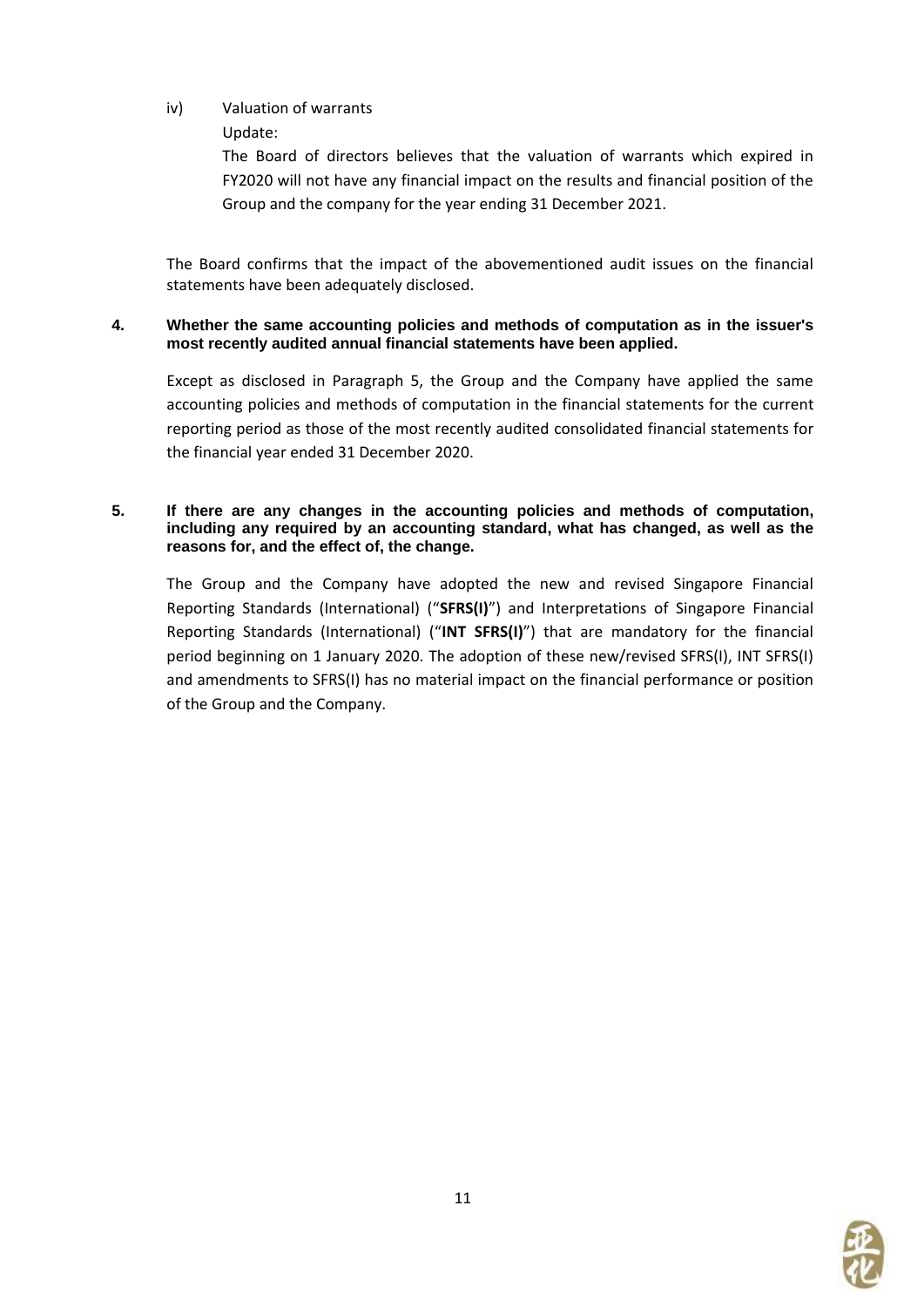iv) Valuation of warrants

Update:

The Board of directors believes that the valuation of warrants which expired in FY2020 will not have any financial impact on the results and financial position of the Group and the company for the year ending 31 December 2021.

The Board confirms that the impact of the abovementioned audit issues on the financial statements have been adequately disclosed.

**4. Whether the same accounting policies and methods of computation as in the issuer's most recently audited annual financial statements have been applied.**

Except as disclosed in Paragraph 5, the Group and the Company have applied the same accounting policies and methods of computation in the financial statements for the current reporting period as those of the most recently audited consolidated financial statements for the financial year ended 31 December 2020.

**5. If there are any changes in the accounting policies and methods of computation, including any required by an accounting standard, what has changed, as well as the reasons for, and the effect of, the change.**

The Group and the Company have adopted the new and revised Singapore Financial Reporting Standards (International) ("**SFRS(I)**") and Interpretations of Singapore Financial Reporting Standards (International) ("**INT SFRS(I)**") that are mandatory for the financial period beginning on 1 January 2020. The adoption of these new/revised SFRS(I), INT SFRS(I) and amendments to SFRS(I) has no material impact on the financial performance or position of the Group and the Company.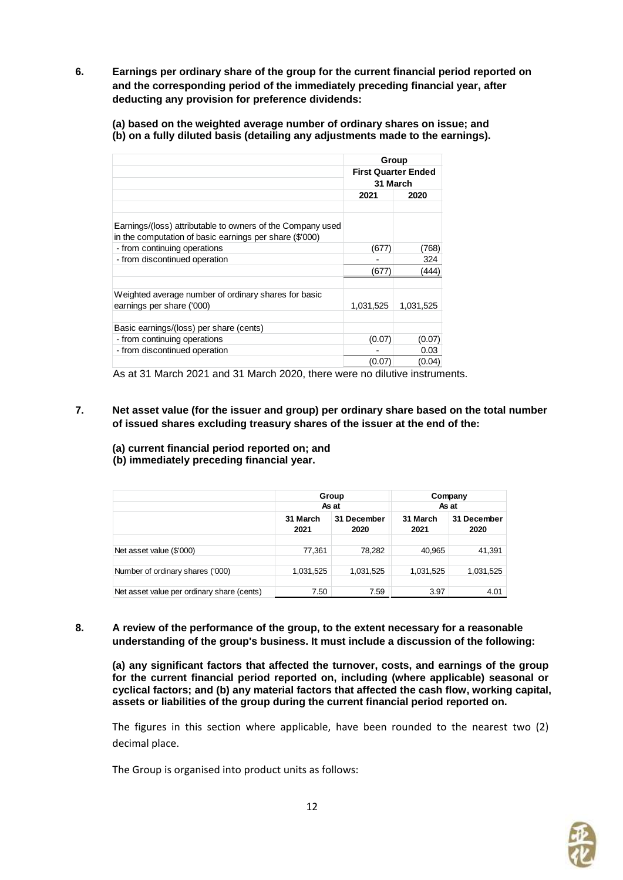**6. Earnings per ordinary share of the group for the current financial period reported on and the corresponding period of the immediately preceding financial year, after deducting any provision for preference dividends:**

**(a) based on the weighted average number of ordinary shares on issue; and**
**(b) on a fully diluted basis (detailing any adjustments made to the earnings).**

| | Group | |
|---|---|---|
| | First Quarter Ended 31 March | |
| | 2021 | 2020 |
| Earnings/(loss) attributable to owners of the Company used in the computation of basic earnings per share ($'000) | | |
| - from continuing operations | (677) | (768) |
| - from discontinued operation | - | 324 |
| | (677) | (444) |
| Weighted average number of ordinary shares for basic earnings per share ('000) | 1,031,525 | 1,031,525 |
| Basic earnings/(loss) per share (cents) | | |
| - from continuing operations | (0.07) | (0.07) |
| - from discontinued operation | - | 0.03 |
| | (0.07) | (0.04) |

As at 31 March 2021 and 31 March 2020, there were no dilutive instruments.

**7. Net asset value (for the issuer and group) per ordinary share based on the total number of issued shares excluding treasury shares of the issuer at the end of the:**

**(a) current financial period reported on; and**
**(b) immediately preceding financial year.**

| | Group | | Company | |
|---|---|---|---|---|
| | As at | | As at | |
| | 31 March 2021 | 31 December 2020 | 31 March 2021 | 31 December 2020 |
| Net asset value ($'000) | 77,361 | 78,282 | 40,965 | 41,391 |
| Number of ordinary shares ('000) | 1,031,525 | 1,031,525 | 1,031,525 | 1,031,525 |
| Net asset value per ordinary share (cents) | 7.50 | 7.59 | 3.97 | 4.01 |

**8. A review of the performance of the group, to the extent necessary for a reasonable understanding of the group's business. It must include a discussion of the following:**

**(a) any significant factors that affected the turnover, costs, and earnings of the group for the current financial period reported on, including (where applicable) seasonal or cyclical factors; and (b) any material factors that affected the cash flow, working capital, assets or liabilities of the group during the current financial period reported on.**

The figures in this section where applicable, have been rounded to the nearest two (2) decimal place.

The Group is organised into product units as follows: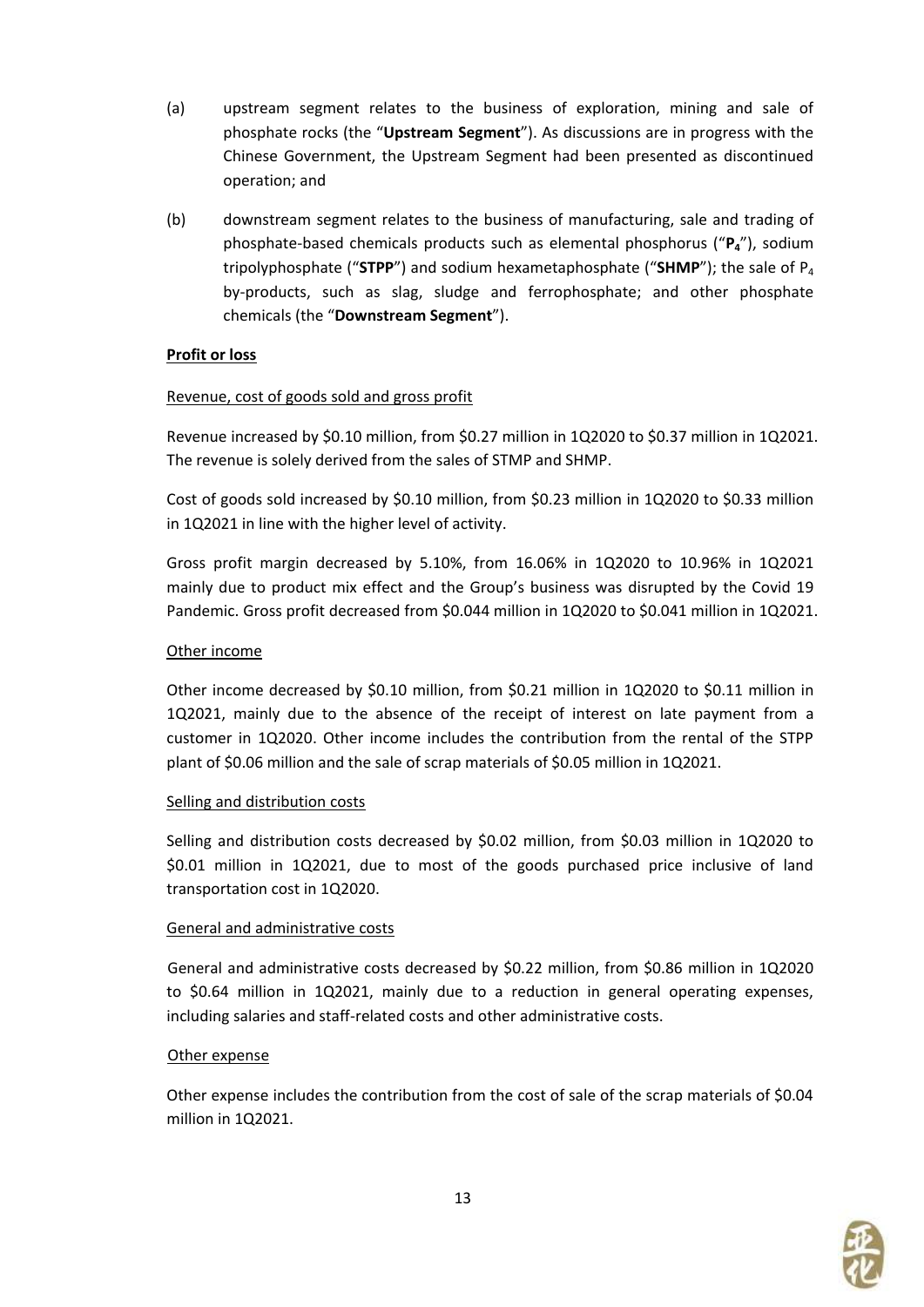(a) upstream segment relates to the business of exploration, mining and sale of phosphate rocks (the "**Upstream Segment**"). As discussions are in progress with the Chinese Government, the Upstream Segment had been presented as discontinued operation; and

(b) downstream segment relates to the business of manufacturing, sale and trading of phosphate-based chemicals products such as elemental phosphorus ("**$P_4$**"), sodium tripolyphosphate ("**STPP**") and sodium hexametaphosphate ("**SHMP**"); the sale of $P_4$ by-products, such as slag, sludge and ferrophosphate; and other phosphate chemicals (the "**Downstream Segment**").

**<u>Profit or loss</u>**

<u>Revenue, cost of goods sold and gross profit</u>

Revenue increased by $0.10 million, from $0.27 million in 1Q2020 to $0.37 million in 1Q2021. The revenue is solely derived from the sales of STMP and SHMP.

Cost of goods sold increased by $0.10 million, from $0.23 million in 1Q2020 to $0.33 million in 1Q2021 in line with the higher level of activity.

Gross profit margin decreased by 5.10%, from 16.06% in 1Q2020 to 10.96% in 1Q2021 mainly due to product mix effect and the Group's business was disrupted by the Covid 19 Pandemic. Gross profit decreased from $0.044 million in 1Q2020 to $0.041 million in 1Q2021.

<u>Other income</u>

Other income decreased by $0.10 million, from $0.21 million in 1Q2020 to $0.11 million in 1Q2021, mainly due to the absence of the receipt of interest on late payment from a customer in 1Q2020. Other income includes the contribution from the rental of the STPP plant of $0.06 million and the sale of scrap materials of $0.05 million in 1Q2021.

<u>Selling and distribution costs</u>

Selling and distribution costs decreased by $0.02 million, from $0.03 million in 1Q2020 to $0.01 million in 1Q2021, due to most of the goods purchased price inclusive of land transportation cost in 1Q2020.

<u>General and administrative costs</u>

General and administrative costs decreased by $0.22 million, from $0.86 million in 1Q2020 to $0.64 million in 1Q2021, mainly due to a reduction in general operating expenses, including salaries and staff-related costs and other administrative costs.

<u>Other expense</u>

Other expense includes the contribution from the cost of sale of the scrap materials of $0.04 million in 1Q2021.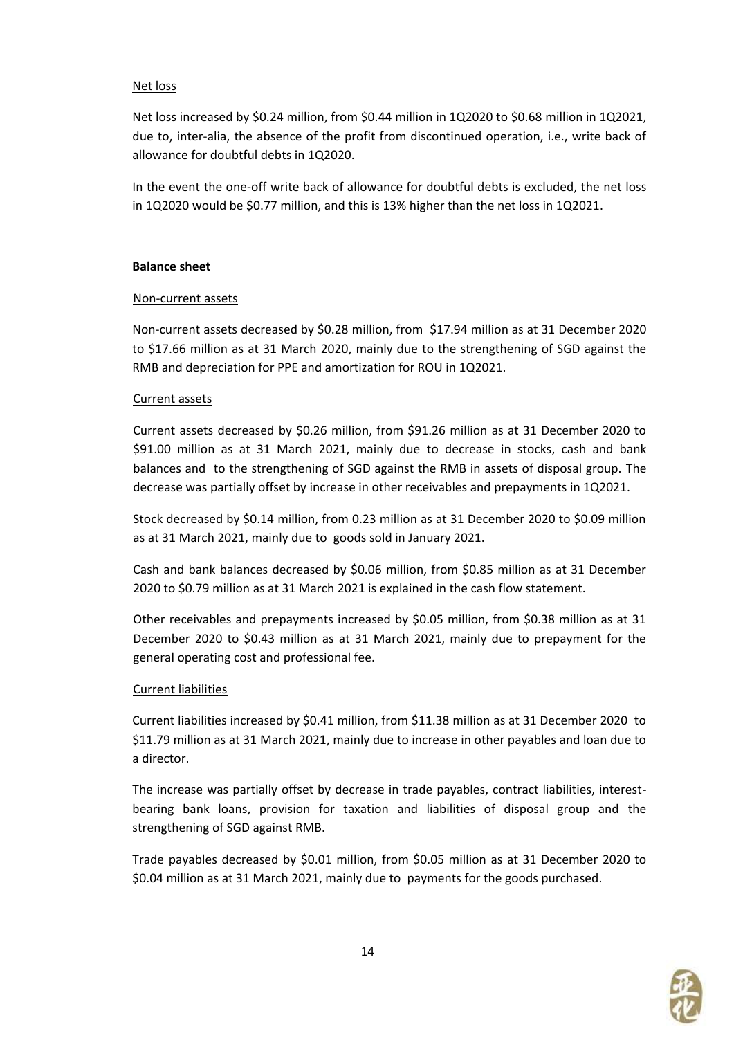Net loss

Net loss increased by $0.24 million, from $0.44 million in 1Q2020 to $0.68 million in 1Q2021, due to, inter-alia, the absence of the profit from discontinued operation, i.e., write back of allowance for doubtful debts in 1Q2020.

In the event the one-off write back of allowance for doubtful debts is excluded, the net loss in 1Q2020 would be $0.77 million, and this is 13% higher than the net loss in 1Q2021.

**Balance sheet**

Non-current assets

Non-current assets decreased by $0.28 million, from $17.94 million as at 31 December 2020 to $17.66 million as at 31 March 2020, mainly due to the strengthening of SGD against the RMB and depreciation for PPE and amortization for ROU in 1Q2021.

Current assets

Current assets decreased by $0.26 million, from $91.26 million as at 31 December 2020 to $91.00 million as at 31 March 2021, mainly due to decrease in stocks, cash and bank balances and to the strengthening of SGD against the RMB in assets of disposal group. The decrease was partially offset by increase in other receivables and prepayments in 1Q2021.

Stock decreased by $0.14 million, from 0.23 million as at 31 December 2020 to $0.09 million as at 31 March 2021, mainly due to goods sold in January 2021.

Cash and bank balances decreased by $0.06 million, from $0.85 million as at 31 December 2020 to $0.79 million as at 31 March 2021 is explained in the cash flow statement.

Other receivables and prepayments increased by $0.05 million, from $0.38 million as at 31 December 2020 to $0.43 million as at 31 March 2021, mainly due to prepayment for the general operating cost and professional fee.

Current liabilities

Current liabilities increased by $0.41 million, from $11.38 million as at 31 December 2020 to $11.79 million as at 31 March 2021, mainly due to increase in other payables and loan due to a director.

The increase was partially offset by decrease in trade payables, contract liabilities, interest-bearing bank loans, provision for taxation and liabilities of disposal group and the strengthening of SGD against RMB.

Trade payables decreased by $0.01 million, from $0.05 million as at 31 December 2020 to $0.04 million as at 31 March 2021, mainly due to payments for the goods purchased.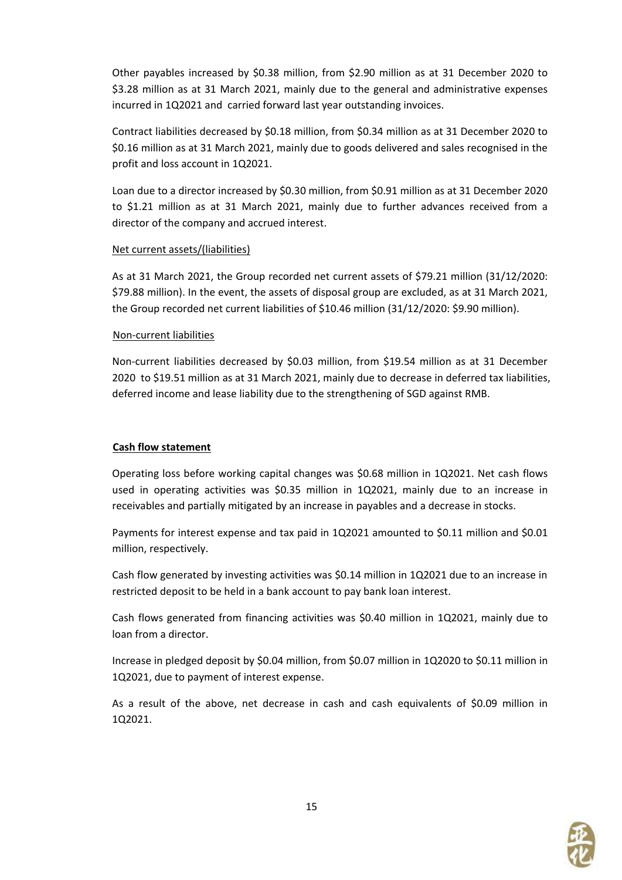Other payables increased by \$0.38 million, from \$2.90 million as at 31 December 2020 to \$3.28 million as at 31 March 2021, mainly due to the general and administrative expenses incurred in 1Q2021 and carried forward last year outstanding invoices.

Contract liabilities decreased by \$0.18 million, from \$0.34 million as at 31 December 2020 to \$0.16 million as at 31 March 2021, mainly due to goods delivered and sales recognised in the profit and loss account in 1Q2021.

Loan due to a director increased by \$0.30 million, from \$0.91 million as at 31 December 2020 to \$1.21 million as at 31 March 2021, mainly due to further advances received from a director of the company and accrued interest.

Net current assets/(liabilities)

As at 31 March 2021, the Group recorded net current assets of \$79.21 million (31/12/2020: \$79.88 million). In the event, the assets of disposal group are excluded, as at 31 March 2021, the Group recorded net current liabilities of \$10.46 million (31/12/2020: \$9.90 million).

Non-current liabilities

Non-current liabilities decreased by \$0.03 million, from \$19.54 million as at 31 December 2020 to \$19.51 million as at 31 March 2021, mainly due to decrease in deferred tax liabilities, deferred income and lease liability due to the strengthening of SGD against RMB.

**Cash flow statement**

Operating loss before working capital changes was \$0.68 million in 1Q2021. Net cash flows used in operating activities was \$0.35 million in 1Q2021, mainly due to an increase in receivables and partially mitigated by an increase in payables and a decrease in stocks.

Payments for interest expense and tax paid in 1Q2021 amounted to \$0.11 million and \$0.01 million, respectively.

Cash flow generated by investing activities was \$0.14 million in 1Q2021 due to an increase in restricted deposit to be held in a bank account to pay bank loan interest.

Cash flows generated from financing activities was \$0.40 million in 1Q2021, mainly due to loan from a director.

Increase in pledged deposit by \$0.04 million, from \$0.07 million in 1Q2020 to \$0.11 million in 1Q2021, due to payment of interest expense.

As a result of the above, net decrease in cash and cash equivalents of \$0.09 million in 1Q2021.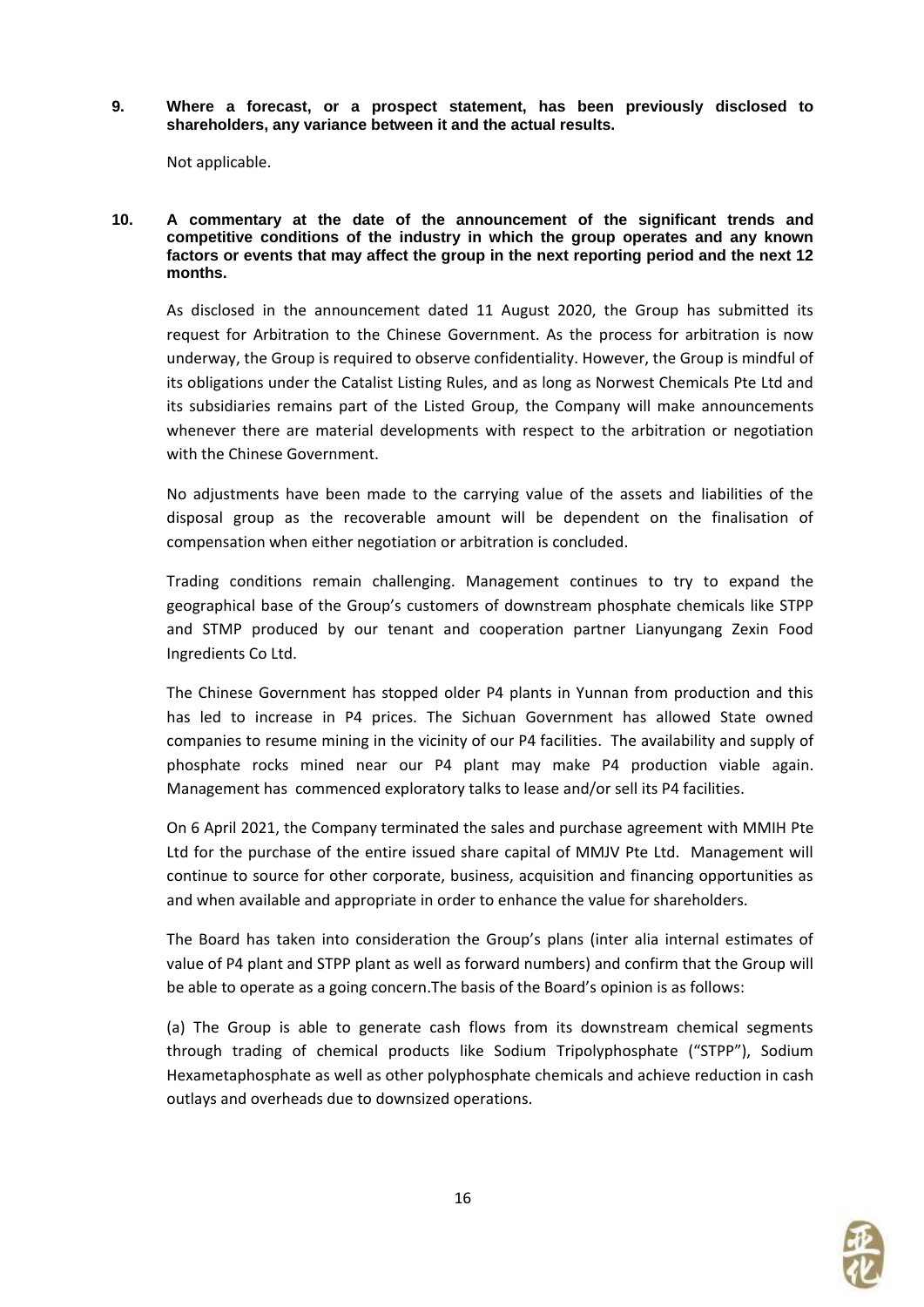**9. Where a forecast, or a prospect statement, has been previously disclosed to shareholders, any variance between it and the actual results.**

Not applicable.

**10. A commentary at the date of the announcement of the significant trends and competitive conditions of the industry in which the group operates and any known factors or events that may affect the group in the next reporting period and the next 12 months.**

As disclosed in the announcement dated 11 August 2020, the Group has submitted its request for Arbitration to the Chinese Government. As the process for arbitration is now underway, the Group is required to observe confidentiality. However, the Group is mindful of its obligations under the Catalist Listing Rules, and as long as Norwest Chemicals Pte Ltd and its subsidiaries remains part of the Listed Group, the Company will make announcements whenever there are material developments with respect to the arbitration or negotiation with the Chinese Government.

No adjustments have been made to the carrying value of the assets and liabilities of the disposal group as the recoverable amount will be dependent on the finalisation of compensation when either negotiation or arbitration is concluded.

Trading conditions remain challenging. Management continues to try to expand the geographical base of the Group's customers of downstream phosphate chemicals like STPP and STMP produced by our tenant and cooperation partner Lianyungang Zexin Food Ingredients Co Ltd.

The Chinese Government has stopped older P4 plants in Yunnan from production and this has led to increase in P4 prices. The Sichuan Government has allowed State owned companies to resume mining in the vicinity of our P4 facilities. The availability and supply of phosphate rocks mined near our P4 plant may make P4 production viable again. Management has commenced exploratory talks to lease and/or sell its P4 facilities.

On 6 April 2021, the Company terminated the sales and purchase agreement with MMIH Pte Ltd for the purchase of the entire issued share capital of MMJV Pte Ltd. Management will continue to source for other corporate, business, acquisition and financing opportunities as and when available and appropriate in order to enhance the value for shareholders.

The Board has taken into consideration the Group's plans (inter alia internal estimates of value of P4 plant and STPP plant as well as forward numbers) and confirm that the Group will be able to operate as a going concern.The basis of the Board's opinion is as follows:

(a) The Group is able to generate cash flows from its downstream chemical segments through trading of chemical products like Sodium Tripolyphosphate ("STPP"), Sodium Hexametaphosphate as well as other polyphosphate chemicals and achieve reduction in cash outlays and overheads due to downsized operations.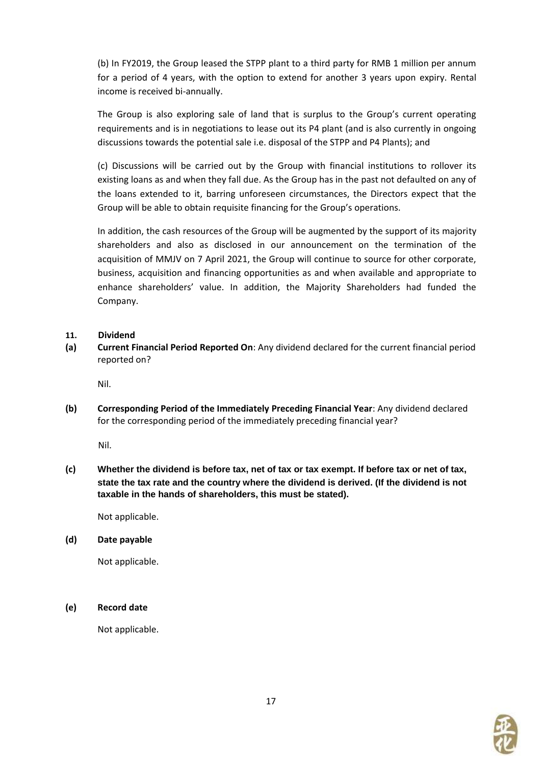(b) In FY2019, the Group leased the STPP plant to a third party for RMB 1 million per annum for a period of 4 years, with the option to extend for another 3 years upon expiry. Rental income is received bi-annually.

The Group is also exploring sale of land that is surplus to the Group's current operating requirements and is in negotiations to lease out its P4 plant (and is also currently in ongoing discussions towards the potential sale i.e. disposal of the STPP and P4 Plants); and

(c) Discussions will be carried out by the Group with financial institutions to rollover its existing loans as and when they fall due. As the Group has in the past not defaulted on any of the loans extended to it, barring unforeseen circumstances, the Directors expect that the Group will be able to obtain requisite financing for the Group's operations.

In addition, the cash resources of the Group will be augmented by the support of its majority shareholders and also as disclosed in our announcement on the termination of the acquisition of MMJV on 7 April 2021, the Group will continue to source for other corporate, business, acquisition and financing opportunities as and when available and appropriate to enhance shareholders' value. In addition, the Majority Shareholders had funded the Company.

**11. Dividend**

**(a) Current Financial Period Reported On**: Any dividend declared for the current financial period reported on?

Nil.

**(b) Corresponding Period of the Immediately Preceding Financial Year**: Any dividend declared for the corresponding period of the immediately preceding financial year?

Nil.

**(c) Whether the dividend is before tax, net of tax or tax exempt. If before tax or net of tax, state the tax rate and the country where the dividend is derived. (If the dividend is not taxable in the hands of shareholders, this must be stated).**

Not applicable.

**(d) Date payable**

Not applicable.

**(e) Record date**

Not applicable.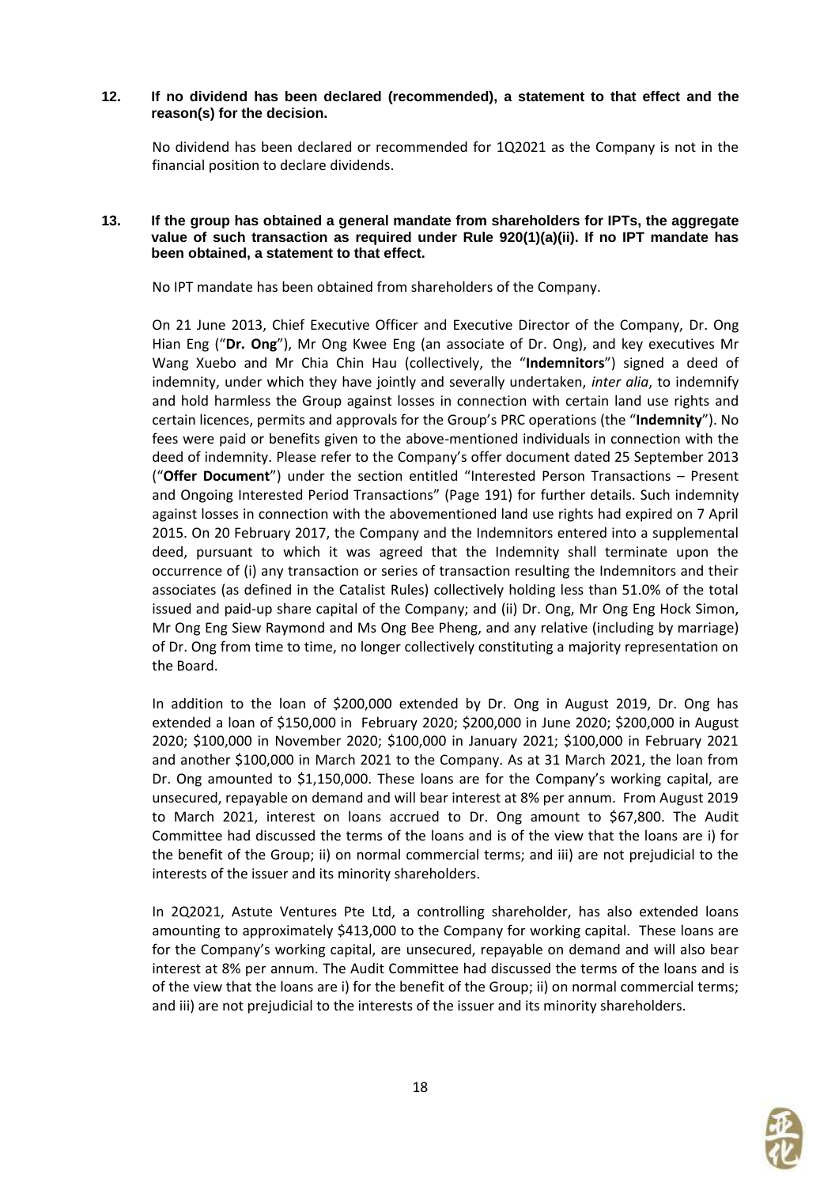**12. If no dividend has been declared (recommended), a statement to that effect and the reason(s) for the decision.**

No dividend has been declared or recommended for 1Q2021 as the Company is not in the financial position to declare dividends.

**13. If the group has obtained a general mandate from shareholders for IPTs, the aggregate value of such transaction as required under Rule 920(1)(a)(ii). If no IPT mandate has been obtained, a statement to that effect.**

No IPT mandate has been obtained from shareholders of the Company.

On 21 June 2013, Chief Executive Officer and Executive Director of the Company, Dr. Ong Hian Eng ("**Dr. Ong**"), Mr Ong Kwee Eng (an associate of Dr. Ong), and key executives Mr Wang Xuebo and Mr Chia Chin Hau (collectively, the "**Indemnitors**") signed a deed of indemnity, under which they have jointly and severally undertaken, *inter alia*, to indemnify and hold harmless the Group against losses in connection with certain land use rights and certain licences, permits and approvals for the Group's PRC operations (the "**Indemnity**"). No fees were paid or benefits given to the above-mentioned individuals in connection with the deed of indemnity. Please refer to the Company's offer document dated 25 September 2013 ("**Offer Document**") under the section entitled "Interested Person Transactions – Present and Ongoing Interested Period Transactions" (Page 191) for further details. Such indemnity against losses in connection with the abovementioned land use rights had expired on 7 April 2015. On 20 February 2017, the Company and the Indemnitors entered into a supplemental deed, pursuant to which it was agreed that the Indemnity shall terminate upon the occurrence of (i) any transaction or series of transaction resulting the Indemnitors and their associates (as defined in the Catalist Rules) collectively holding less than 51.0% of the total issued and paid-up share capital of the Company; and (ii) Dr. Ong, Mr Ong Eng Hock Simon, Mr Ong Eng Siew Raymond and Ms Ong Bee Pheng, and any relative (including by marriage) of Dr. Ong from time to time, no longer collectively constituting a majority representation on the Board.

In addition to the loan of $200,000 extended by Dr. Ong in August 2019, Dr. Ong has extended a loan of $150,000 in February 2020; $200,000 in June 2020; $200,000 in August 2020; $100,000 in November 2020; $100,000 in January 2021; $100,000 in February 2021 and another $100,000 in March 2021 to the Company. As at 31 March 2021, the loan from Dr. Ong amounted to $1,150,000. These loans are for the Company's working capital, are unsecured, repayable on demand and will bear interest at 8% per annum. From August 2019 to March 2021, interest on loans accrued to Dr. Ong amount to $67,800. The Audit Committee had discussed the terms of the loans and is of the view that the loans are i) for the benefit of the Group; ii) on normal commercial terms; and iii) are not prejudicial to the interests of the issuer and its minority shareholders.

In 2Q2021, Astute Ventures Pte Ltd, a controlling shareholder, has also extended loans amounting to approximately $413,000 to the Company for working capital. These loans are for the Company's working capital, are unsecured, repayable on demand and will also bear interest at 8% per annum. The Audit Committee had discussed the terms of the loans and is of the view that the loans are i) for the benefit of the Group; ii) on normal commercial terms; and iii) are not prejudicial to the interests of the issuer and its minority shareholders.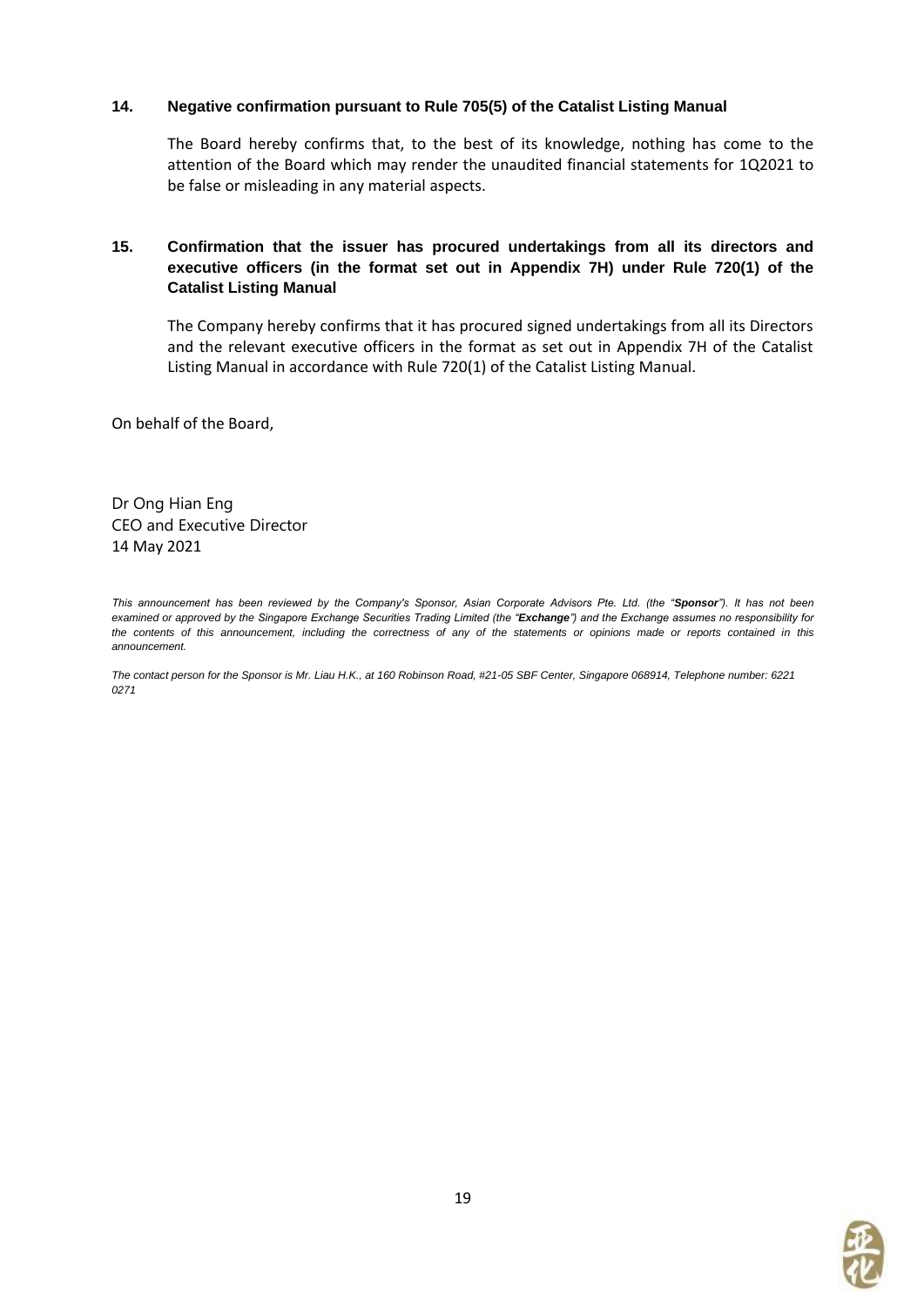**14. Negative confirmation pursuant to Rule 705(5) of the Catalist Listing Manual**

The Board hereby confirms that, to the best of its knowledge, nothing has come to the attention of the Board which may render the unaudited financial statements for 1Q2021 to be false or misleading in any material aspects.

**15. Confirmation that the issuer has procured undertakings from all its directors and executive officers (in the format set out in Appendix 7H) under Rule 720(1) of the Catalist Listing Manual**

The Company hereby confirms that it has procured signed undertakings from all its Directors and the relevant executive officers in the format as set out in Appendix 7H of the Catalist Listing Manual in accordance with Rule 720(1) of the Catalist Listing Manual.

On behalf of the Board,

Dr Ong Hian Eng
CEO and Executive Director
14 May 2021

*This announcement has been reviewed by the Company's Sponsor, Asian Corporate Advisors Pte. Ltd. (the "**Sponsor**"). It has not been examined or approved by the Singapore Exchange Securities Trading Limited (the "**Exchange**") and the Exchange assumes no responsibility for the contents of this announcement, including the correctness of any of the statements or opinions made or reports contained in this announcement.*

*The contact person for the Sponsor is Mr. Liau H.K., at 160 Robinson Road, #21-05 SBF Center, Singapore 068914, Telephone number: 6221 0271*